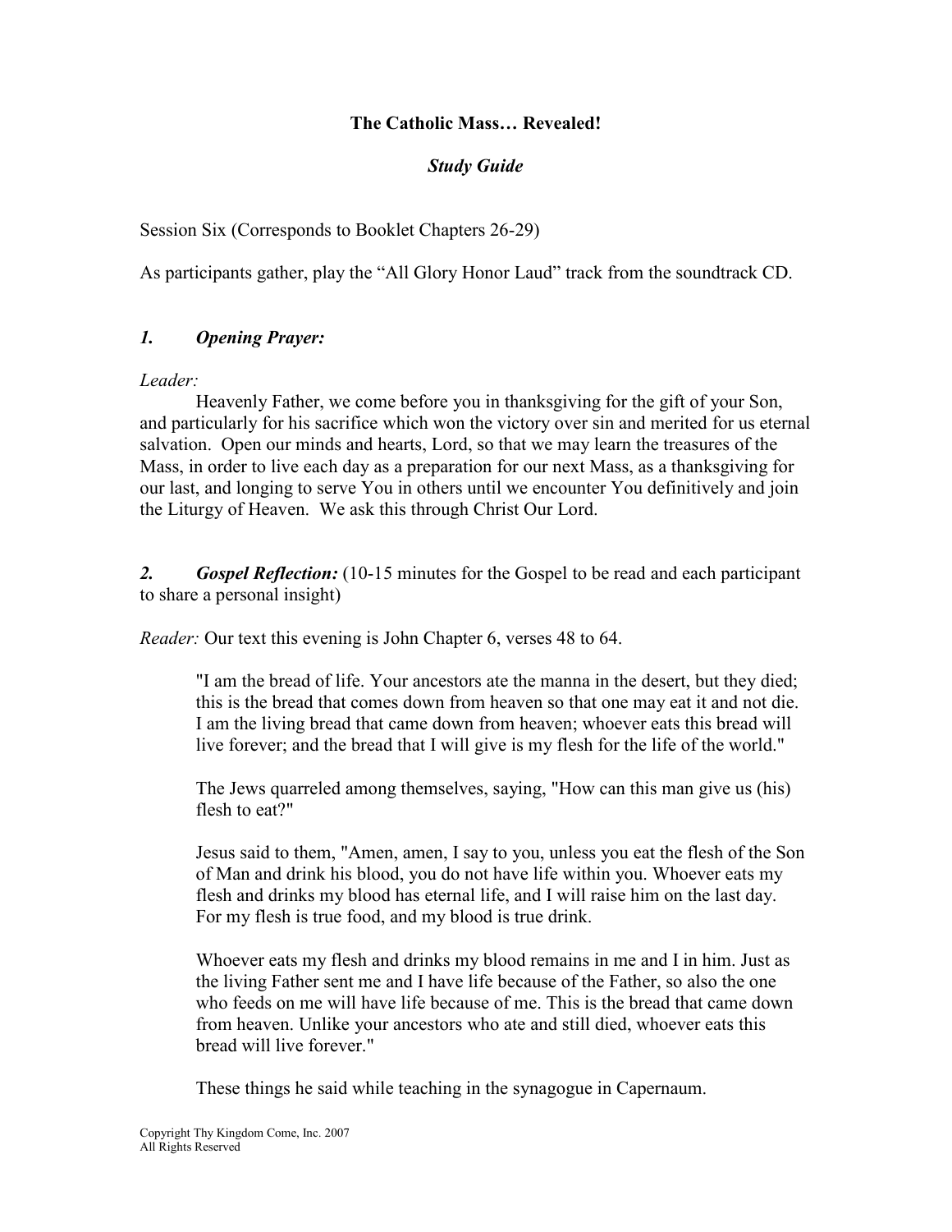**The Catholic Mass… Revealed!**

***Study Guide***

Session Six (Corresponds to Booklet Chapters 26-29)

As participants gather, play the "All Glory Honor Laud" track from the soundtrack CD.

## *1. Opening Prayer:*

*Leader:*

Heavenly Father, we come before you in thanksgiving for the gift of your Son, and particularly for his sacrifice which won the victory over sin and merited for us eternal salvation. Open our minds and hearts, Lord, so that we may learn the treasures of the Mass, in order to live each day as a preparation for our next Mass, as a thanksgiving for our last, and longing to serve You in others until we encounter You definitively and join the Liturgy of Heaven. We ask this through Christ Our Lord.

## *2. Gospel Reflection:* (10-15 minutes for the Gospel to be read and each participant to share a personal insight)

*Reader:* Our text this evening is John Chapter 6, verses 48 to 64.

> "I am the bread of life. Your ancestors ate the manna in the desert, but they died; this is the bread that comes down from heaven so that one may eat it and not die. I am the living bread that came down from heaven; whoever eats this bread will live forever; and the bread that I will give is my flesh for the life of the world."
>
> The Jews quarreled among themselves, saying, "How can this man give us (his) flesh to eat?"
>
> Jesus said to them, "Amen, amen, I say to you, unless you eat the flesh of the Son of Man and drink his blood, you do not have life within you. Whoever eats my flesh and drinks my blood has eternal life, and I will raise him on the last day. For my flesh is true food, and my blood is true drink.
>
> Whoever eats my flesh and drinks my blood remains in me and I in him. Just as the living Father sent me and I have life because of the Father, so also the one who feeds on me will have life because of me. This is the bread that came down from heaven. Unlike your ancestors who ate and still died, whoever eats this bread will live forever."
>
> These things he said while teaching in the synagogue in Capernaum.

Copyright Thy Kingdom Come, Inc. 2007
All Rights Reserved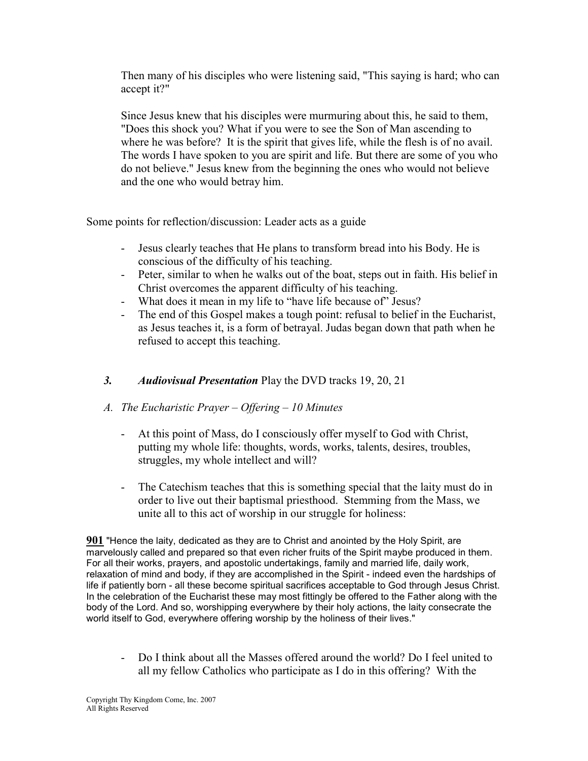Then many of his disciples who were listening said, "This saying is hard; who can accept it?"

Since Jesus knew that his disciples were murmuring about this, he said to them, "Does this shock you? What if you were to see the Son of Man ascending to where he was before? It is the spirit that gives life, while the flesh is of no avail. The words I have spoken to you are spirit and life. But there are some of you who do not believe." Jesus knew from the beginning the ones who would not believe and the one who would betray him.

Some points for reflection/discussion: Leader acts as a guide

- Jesus clearly teaches that He plans to transform bread into his Body. He is conscious of the difficulty of his teaching.
- Peter, similar to when he walks out of the boat, steps out in faith. His belief in Christ overcomes the apparent difficulty of his teaching.
- What does it mean in my life to "have life because of" Jesus?
- The end of this Gospel makes a tough point: refusal to belief in the Eucharist, as Jesus teaches it, is a form of betrayal. Judas began down that path when he refused to accept this teaching.

### *3. Audiovisual Presentation* Play the DVD tracks 19, 20, 21

### *A. The Eucharistic Prayer – Offering – 10 Minutes*

- At this point of Mass, do I consciously offer myself to God with Christ, putting my whole life: thoughts, words, works, talents, desires, troubles, struggles, my whole intellect and will?

- The Catechism teaches that this is something special that the laity must do in order to live out their baptismal priesthood. Stemming from the Mass, we unite all to this act of worship in our struggle for holiness:

**901** "Hence the laity, dedicated as they are to Christ and anointed by the Holy Spirit, are marvelously called and prepared so that even richer fruits of the Spirit maybe produced in them. For all their works, prayers, and apostolic undertakings, family and married life, daily work, relaxation of mind and body, if they are accomplished in the Spirit - indeed even the hardships of life if patiently born - all these become spiritual sacrifices acceptable to God through Jesus Christ. In the celebration of the Eucharist these may most fittingly be offered to the Father along with the body of the Lord. And so, worshipping everywhere by their holy actions, the laity consecrate the world itself to God, everywhere offering worship by the holiness of their lives."

- Do I think about all the Masses offered around the world? Do I feel united to all my fellow Catholics who participate as I do in this offering? With the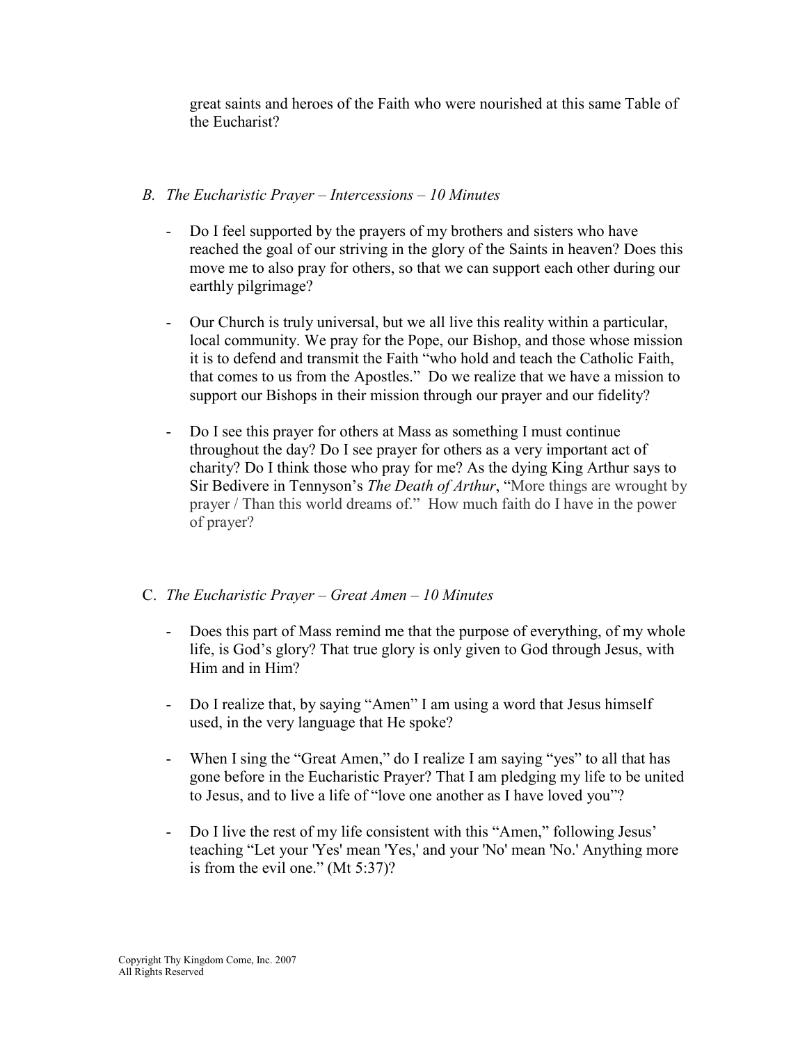great saints and heroes of the Faith who were nourished at this same Table of the Eucharist?

### *B. The Eucharistic Prayer – Intercessions – 10 Minutes*

- Do I feel supported by the prayers of my brothers and sisters who have reached the goal of our striving in the glory of the Saints in heaven? Does this move me to also pray for others, so that we can support each other during our earthly pilgrimage?

- Our Church is truly universal, but we all live this reality within a particular, local community. We pray for the Pope, our Bishop, and those whose mission it is to defend and transmit the Faith "who hold and teach the Catholic Faith, that comes to us from the Apostles." Do we realize that we have a mission to support our Bishops in their mission through our prayer and our fidelity?

- Do I see this prayer for others at Mass as something I must continue throughout the day? Do I see prayer for others as a very important act of charity? Do I think those who pray for me? As the dying King Arthur says to Sir Bedivere in Tennyson's *The Death of Arthur*, "More things are wrought by prayer / Than this world dreams of." How much faith do I have in the power of prayer?

### C. *The Eucharistic Prayer – Great Amen – 10 Minutes*

- Does this part of Mass remind me that the purpose of everything, of my whole life, is God's glory? That true glory is only given to God through Jesus, with Him and in Him?

- Do I realize that, by saying "Amen" I am using a word that Jesus himself used, in the very language that He spoke?

- When I sing the "Great Amen," do I realize I am saying "yes" to all that has gone before in the Eucharistic Prayer? That I am pledging my life to be united to Jesus, and to live a life of "love one another as I have loved you"?

- Do I live the rest of my life consistent with this "Amen," following Jesus' teaching "Let your 'Yes' mean 'Yes,' and your 'No' mean 'No.' Anything more is from the evil one." (Mt 5:37)?

Copyright Thy Kingdom Come, Inc. 2007
All Rights Reserved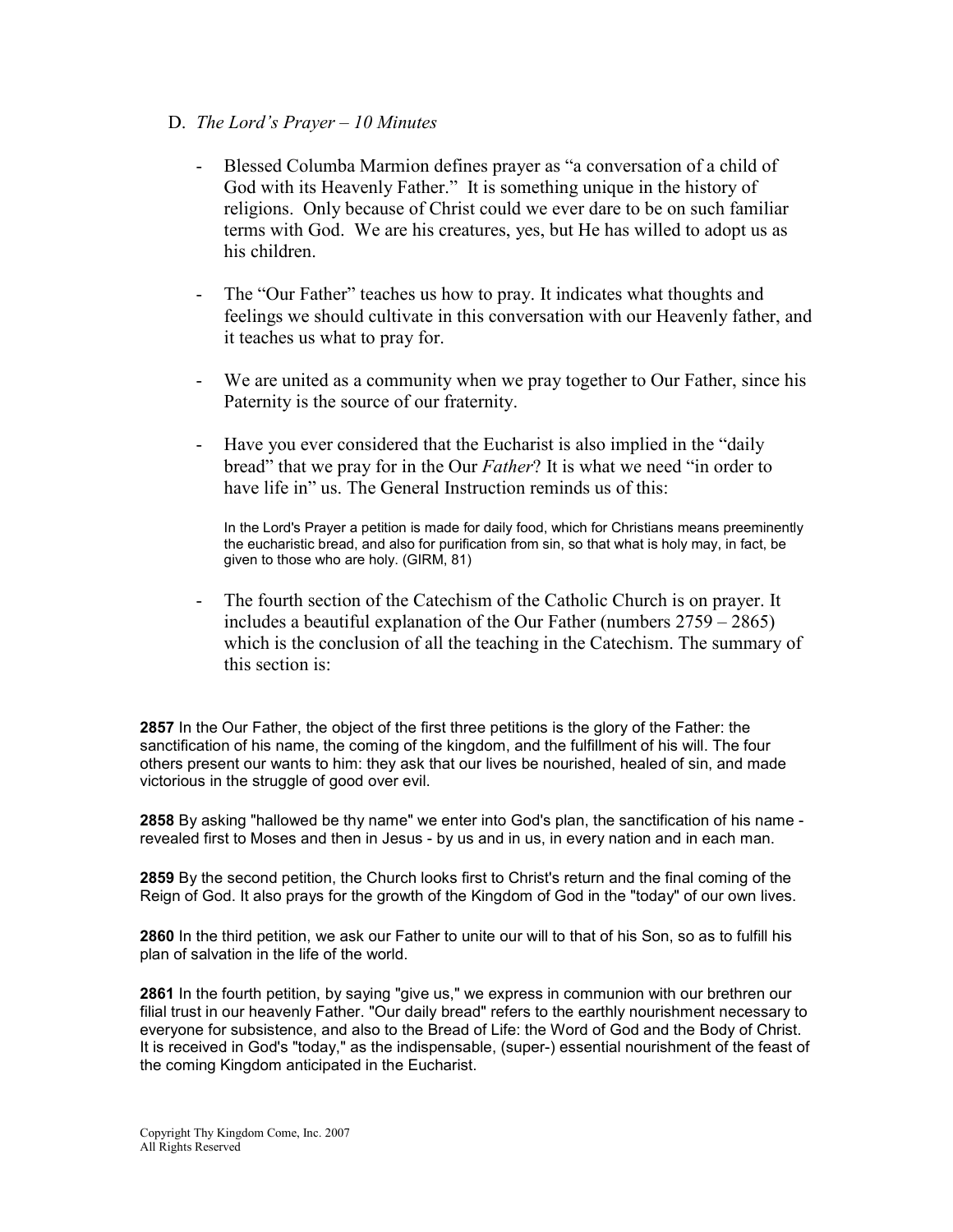D. *The Lord's Prayer – 10 Minutes*

- Blessed Columba Marmion defines prayer as "a conversation of a child of God with its Heavenly Father." It is something unique in the history of religions. Only because of Christ could we ever dare to be on such familiar terms with God. We are his creatures, yes, but He has willed to adopt us as his children.

- The "Our Father" teaches us how to pray. It indicates what thoughts and feelings we should cultivate in this conversation with our Heavenly father, and it teaches us what to pray for.

- We are united as a community when we pray together to Our Father, since his Paternity is the source of our fraternity.

- Have you ever considered that the Eucharist is also implied in the "daily bread" that we pray for in the Our *Father*? It is what we need "in order to have life in" us. The General Instruction reminds us of this:

  In the Lord's Prayer a petition is made for daily food, which for Christians means preeminently the eucharistic bread, and also for purification from sin, so that what is holy may, in fact, be given to those who are holy. (GIRM, 81)

- The fourth section of the Catechism of the Catholic Church is on prayer. It includes a beautiful explanation of the Our Father (numbers 2759 – 2865) which is the conclusion of all the teaching in the Catechism. The summary of this section is:

**2857** In the Our Father, the object of the first three petitions is the glory of the Father: the sanctification of his name, the coming of the kingdom, and the fulfillment of his will. The four others present our wants to him: they ask that our lives be nourished, healed of sin, and made victorious in the struggle of good over evil.

**2858** By asking "hallowed be thy name" we enter into God's plan, the sanctification of his name - revealed first to Moses and then in Jesus - by us and in us, in every nation and in each man.

**2859** By the second petition, the Church looks first to Christ's return and the final coming of the Reign of God. It also prays for the growth of the Kingdom of God in the "today" of our own lives.

**2860** In the third petition, we ask our Father to unite our will to that of his Son, so as to fulfill his plan of salvation in the life of the world.

**2861** In the fourth petition, by saying "give us," we express in communion with our brethren our filial trust in our heavenly Father. "Our daily bread" refers to the earthly nourishment necessary to everyone for subsistence, and also to the Bread of Life: the Word of God and the Body of Christ. It is received in God's "today," as the indispensable, (super-) essential nourishment of the feast of the coming Kingdom anticipated in the Eucharist.

Copyright Thy Kingdom Come, Inc. 2007
All Rights Reserved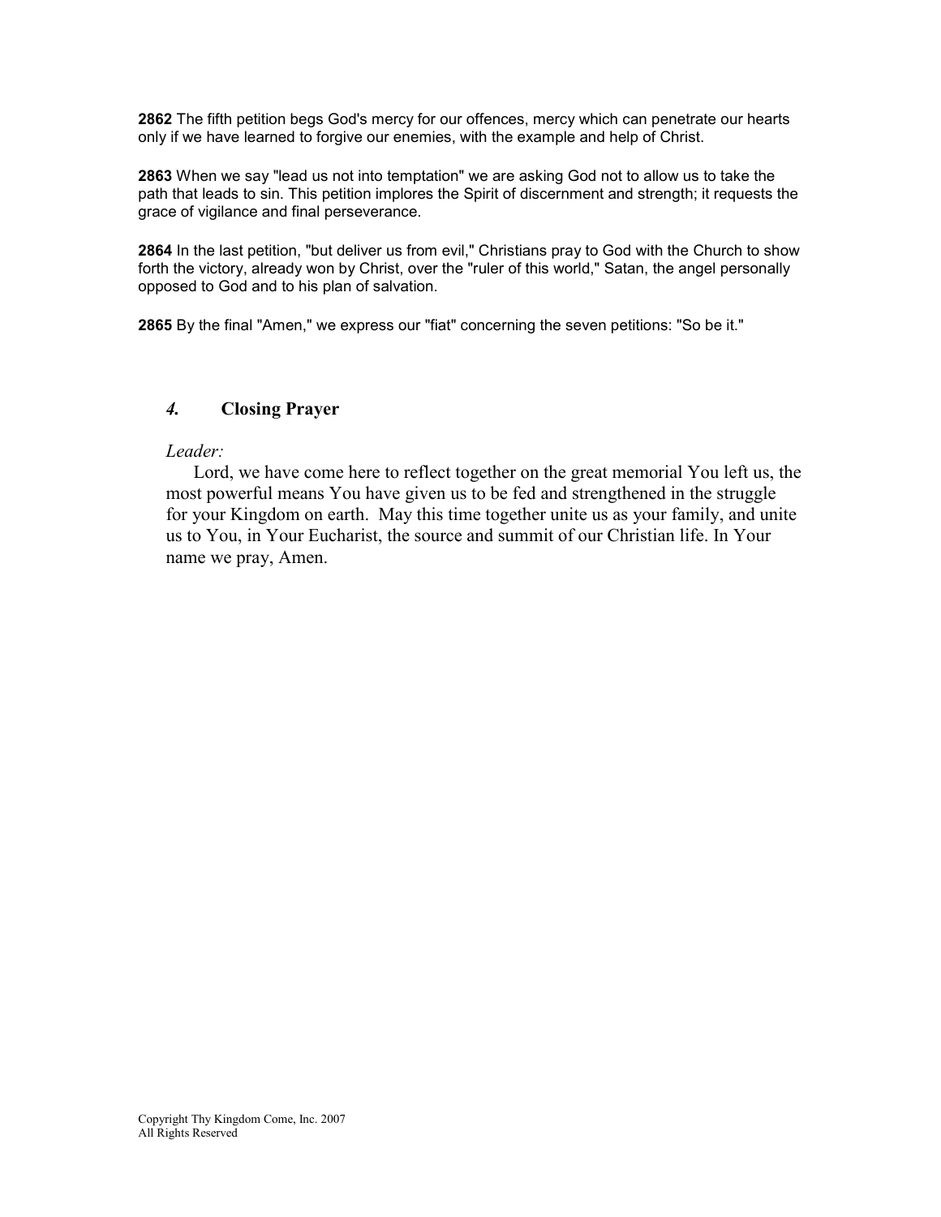**2862** The fifth petition begs God's mercy for our offences, mercy which can penetrate our hearts only if we have learned to forgive our enemies, with the example and help of Christ.

**2863** When we say "lead us not into temptation" we are asking God not to allow us to take the path that leads to sin. This petition implores the Spirit of discernment and strength; it requests the grace of vigilance and final perseverance.

**2864** In the last petition, "but deliver us from evil," Christians pray to God with the Church to show forth the victory, already won by Christ, over the "ruler of this world," Satan, the angel personally opposed to God and to his plan of salvation.

**2865** By the final "Amen," we express our "fiat" concerning the seven petitions: "So be it."

## *4.* Closing Prayer

*Leader:*

Lord, we have come here to reflect together on the great memorial You left us, the most powerful means You have given us to be fed and strengthened in the struggle for your Kingdom on earth. May this time together unite us as your family, and unite us to You, in Your Eucharist, the source and summit of our Christian life. In Your name we pray, Amen.

Copyright Thy Kingdom Come, Inc. 2007
All Rights Reserved